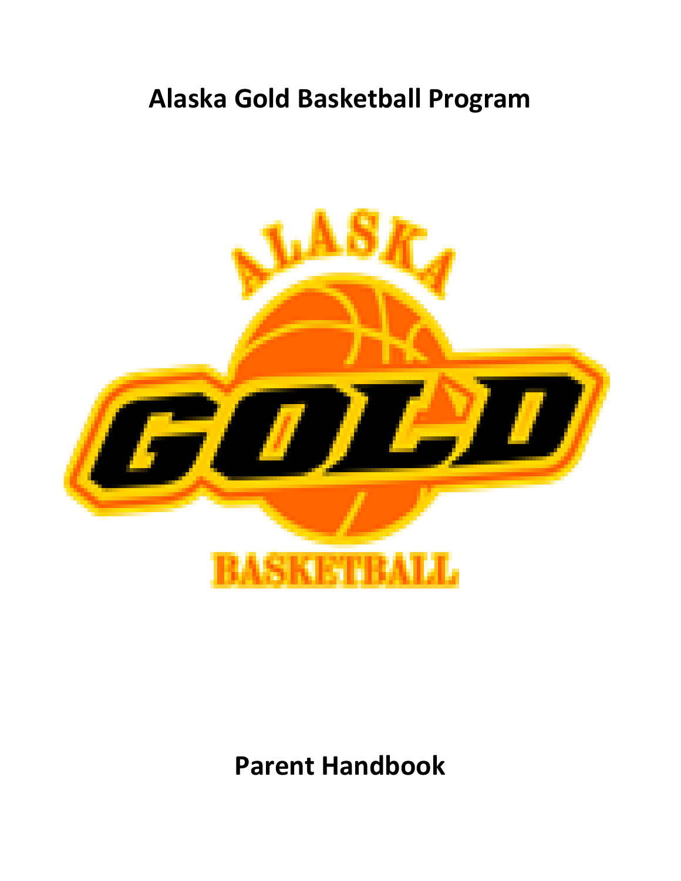# Alaska Gold Basketball Program

# Parent Handbook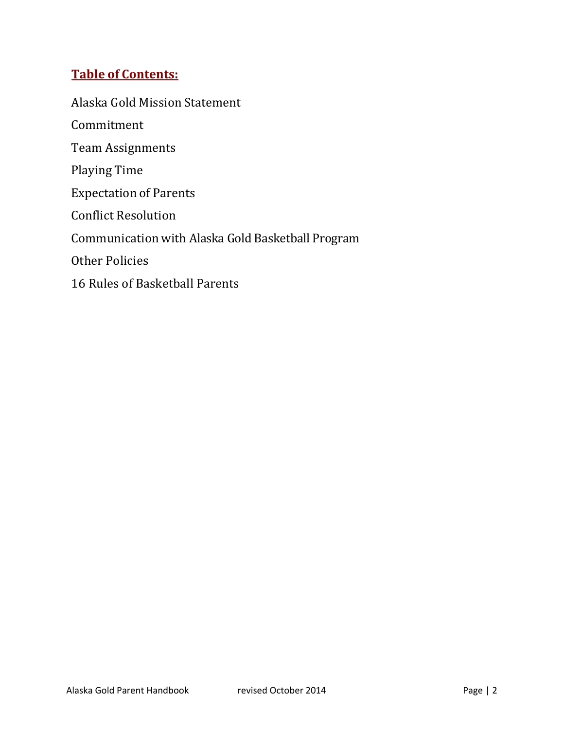## Table of Contents:

Alaska Gold Mission Statement

Commitment

Team Assignments

Playing Time

Expectation of Parents

Conflict Resolution

Communication with Alaska Gold Basketball Program

Other Policies

16 Rules of Basketball Parents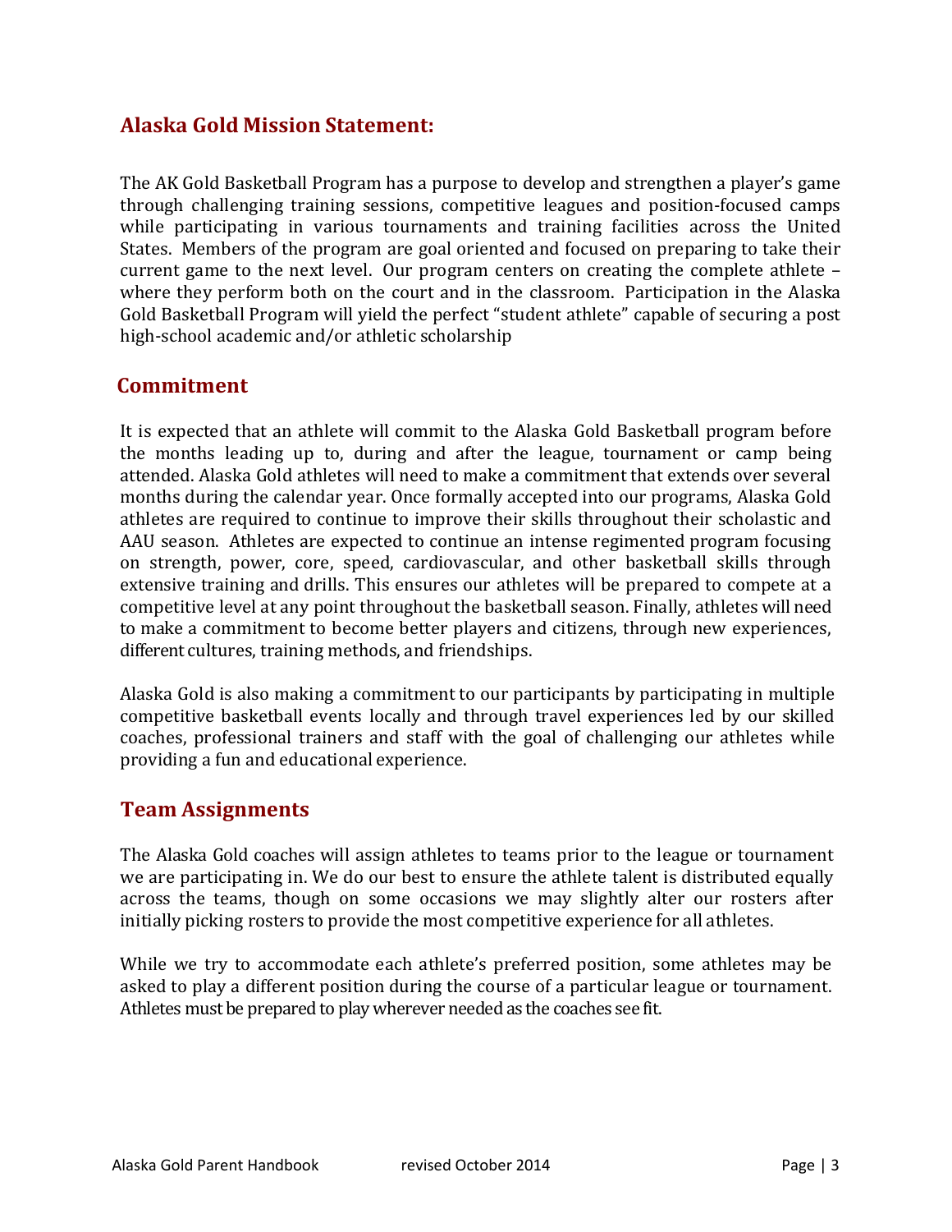## Alaska Gold Mission Statement:

The AK Gold Basketball Program has a purpose to develop and strengthen a player's game through challenging training sessions, competitive leagues and position-focused camps while participating in various tournaments and training facilities across the United States. Members of the program are goal oriented and focused on preparing to take their current game to the next level. Our program centers on creating the complete athlete – where they perform both on the court and in the classroom. Participation in the Alaska Gold Basketball Program will yield the perfect "student athlete" capable of securing a post high-school academic and/or athletic scholarship

## Commitment

It is expected that an athlete will commit to the Alaska Gold Basketball program before the months leading up to, during and after the league, tournament or camp being attended. Alaska Gold athletes will need to make a commitment that extends over several months during the calendar year. Once formally accepted into our programs, Alaska Gold athletes are required to continue to improve their skills throughout their scholastic and AAU season. Athletes are expected to continue an intense regimented program focusing on strength, power, core, speed, cardiovascular, and other basketball skills through extensive training and drills. This ensures our athletes will be prepared to compete at a competitive level at any point throughout the basketball season. Finally, athletes will need to make a commitment to become better players and citizens, through new experiences, different cultures, training methods, and friendships.

Alaska Gold is also making a commitment to our participants by participating in multiple competitive basketball events locally and through travel experiences led by our skilled coaches, professional trainers and staff with the goal of challenging our athletes while providing a fun and educational experience.

## Team Assignments

The Alaska Gold coaches will assign athletes to teams prior to the league or tournament we are participating in. We do our best to ensure the athlete talent is distributed equally across the teams, though on some occasions we may slightly alter our rosters after initially picking rosters to provide the most competitive experience for all athletes.

While we try to accommodate each athlete's preferred position, some athletes may be asked to play a different position during the course of a particular league or tournament. Athletes must be prepared to play wherever needed as the coaches see fit.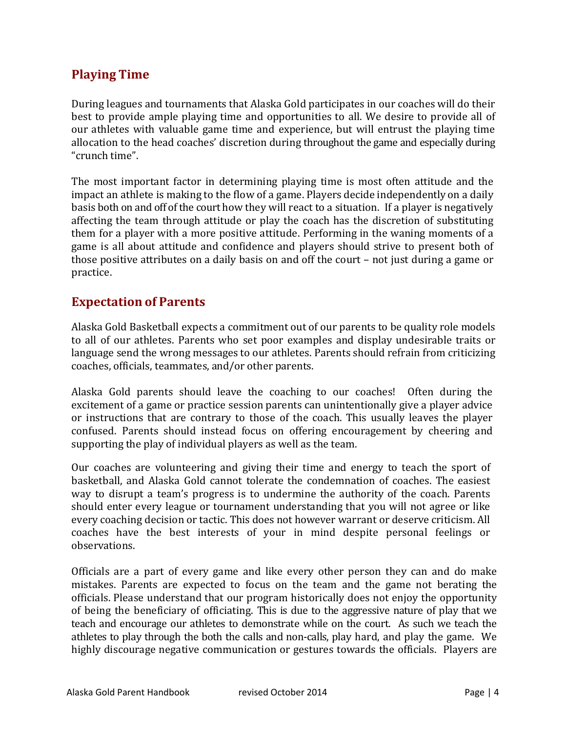## Playing Time

During leagues and tournaments that Alaska Gold participates in our coaches will do their best to provide ample playing time and opportunities to all. We desire to provide all of our athletes with valuable game time and experience, but will entrust the playing time allocation to the head coaches' discretion during throughout the game and especially during "crunch time".

The most important factor in determining playing time is most often attitude and the impact an athlete is making to the flow of a game. Players decide independently on a daily basis both on and off of the court how they will react to a situation. If a player is negatively affecting the team through attitude or play the coach has the discretion of substituting them for a player with a more positive attitude. Performing in the waning moments of a game is all about attitude and confidence and players should strive to present both of those positive attributes on a daily basis on and off the court – not just during a game or practice.

## Expectation of Parents

Alaska Gold Basketball expects a commitment out of our parents to be quality role models to all of our athletes. Parents who set poor examples and display undesirable traits or language send the wrong messages to our athletes. Parents should refrain from criticizing coaches, officials, teammates, and/or other parents.

Alaska Gold parents should leave the coaching to our coaches! Often during the excitement of a game or practice session parents can unintentionally give a player advice or instructions that are contrary to those of the coach. This usually leaves the player confused. Parents should instead focus on offering encouragement by cheering and supporting the play of individual players as well as the team.

Our coaches are volunteering and giving their time and energy to teach the sport of basketball, and Alaska Gold cannot tolerate the condemnation of coaches. The easiest way to disrupt a team's progress is to undermine the authority of the coach. Parents should enter every league or tournament understanding that you will not agree or like every coaching decision or tactic. This does not however warrant or deserve criticism. All coaches have the best interests of your in mind despite personal feelings or observations.

Officials are a part of every game and like every other person they can and do make mistakes. Parents are expected to focus on the team and the game not berating the officials. Please understand that our program historically does not enjoy the opportunity of being the beneficiary of officiating. This is due to the aggressive nature of play that we teach and encourage our athletes to demonstrate while on the court. As such we teach the athletes to play through the both the calls and non-calls, play hard, and play the game. We highly discourage negative communication or gestures towards the officials. Players are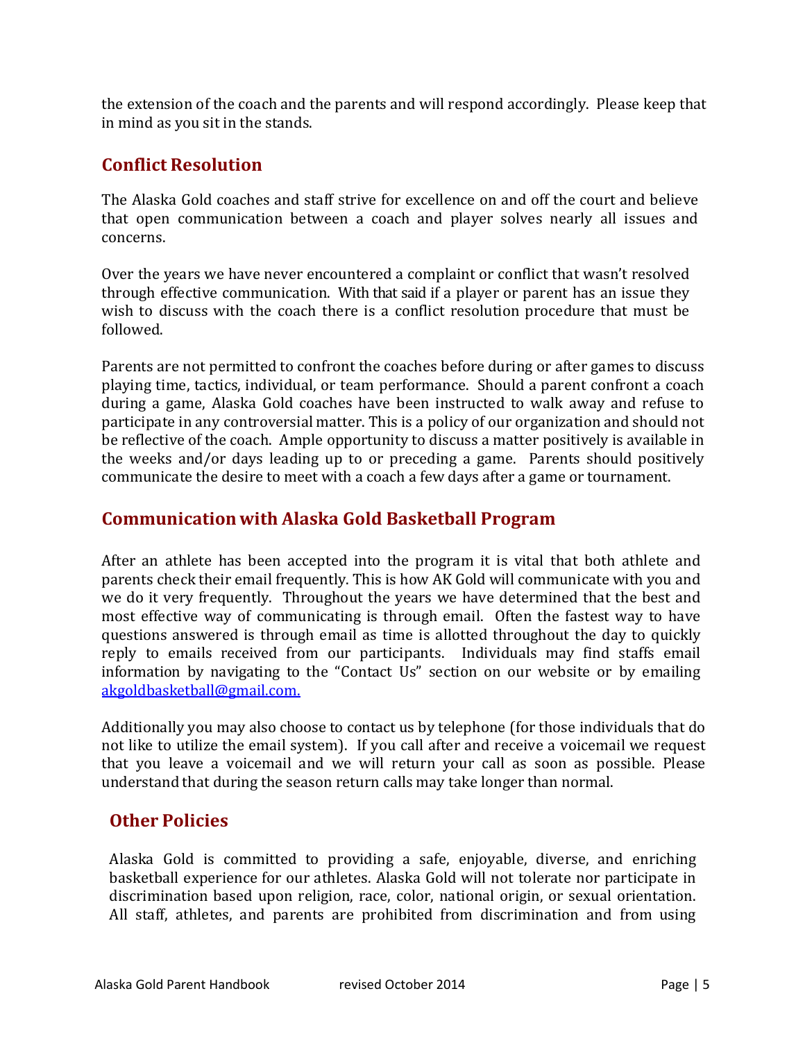the extension of the coach and the parents and will respond accordingly. Please keep that in mind as you sit in the stands.

## Conflict Resolution

The Alaska Gold coaches and staff strive for excellence on and off the court and believe that open communication between a coach and player solves nearly all issues and concerns.

Over the years we have never encountered a complaint or conflict that wasn't resolved through effective communication. With that said if a player or parent has an issue they wish to discuss with the coach there is a conflict resolution procedure that must be followed.

Parents are not permitted to confront the coaches before during or after games to discuss playing time, tactics, individual, or team performance. Should a parent confront a coach during a game, Alaska Gold coaches have been instructed to walk away and refuse to participate in any controversial matter. This is a policy of our organization and should not be reflective of the coach. Ample opportunity to discuss a matter positively is available in the weeks and/or days leading up to or preceding a game. Parents should positively communicate the desire to meet with a coach a few days after a game or tournament.

## Communication with Alaska Gold Basketball Program

After an athlete has been accepted into the program it is vital that both athlete and parents check their email frequently. This is how AK Gold will communicate with you and we do it very frequently. Throughout the years we have determined that the best and most effective way of communicating is through email. Often the fastest way to have questions answered is through email as time is allotted throughout the day to quickly reply to emails received from our participants. Individuals may find staffs email information by navigating to the "Contact Us" section on our website or by emailing akgoldbasketball@gmail.com.

Additionally you may also choose to contact us by telephone (for those individuals that do not like to utilize the email system). If you call after and receive a voicemail we request that you leave a voicemail and we will return your call as soon as possible. Please understand that during the season return calls may take longer than normal.

## Other Policies

Alaska Gold is committed to providing a safe, enjoyable, diverse, and enriching basketball experience for our athletes. Alaska Gold will not tolerate nor participate in discrimination based upon religion, race, color, national origin, or sexual orientation. All staff, athletes, and parents are prohibited from discrimination and from using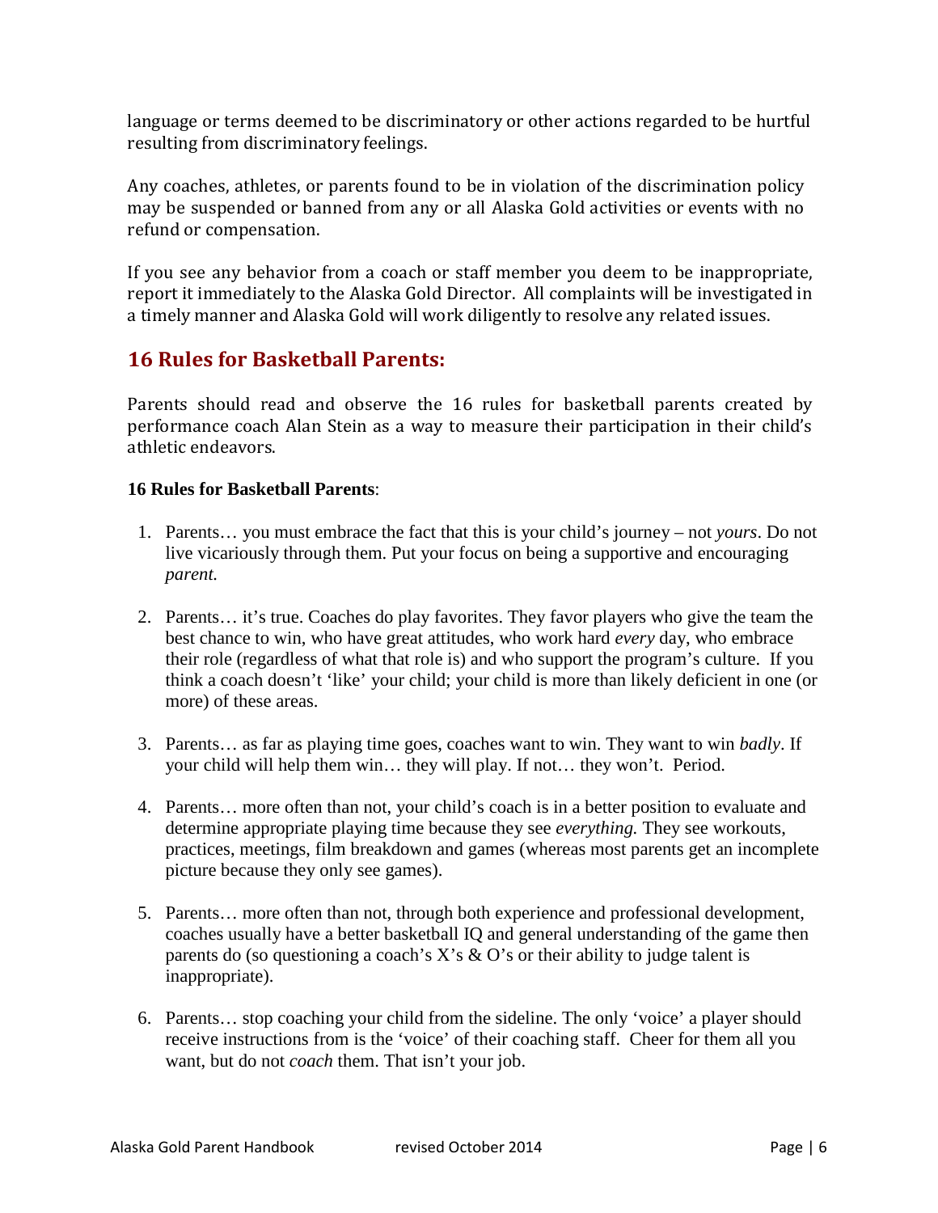language or terms deemed to be discriminatory or other actions regarded to be hurtful resulting from discriminatory feelings.

Any coaches, athletes, or parents found to be in violation of the discrimination policy may be suspended or banned from any or all Alaska Gold activities or events with no refund or compensation.

If you see any behavior from a coach or staff member you deem to be inappropriate, report it immediately to the Alaska Gold Director. All complaints will be investigated in a timely manner and Alaska Gold will work diligently to resolve any related issues.

## 16 Rules for Basketball Parents:

Parents should read and observe the 16 rules for basketball parents created by performance coach Alan Stein as a way to measure their participation in their child's athletic endeavors.

**16 Rules for Basketball Parents**:

1. Parents… you must embrace the fact that this is your child's journey – not *yours*. Do not live vicariously through them. Put your focus on being a supportive and encouraging *parent.*

2. Parents… it's true. Coaches do play favorites. They favor players who give the team the best chance to win, who have great attitudes, who work hard *every* day, who embrace their role (regardless of what that role is) and who support the program's culture. If you think a coach doesn't 'like' your child; your child is more than likely deficient in one (or more) of these areas.

3. Parents… as far as playing time goes, coaches want to win. They want to win *badly*. If your child will help them win… they will play. If not… they won't. Period.

4. Parents… more often than not, your child's coach is in a better position to evaluate and determine appropriate playing time because they see *everything.* They see workouts, practices, meetings, film breakdown and games (whereas most parents get an incomplete picture because they only see games).

5. Parents… more often than not, through both experience and professional development, coaches usually have a better basketball IQ and general understanding of the game then parents do (so questioning a coach's X's & O's or their ability to judge talent is inappropriate).

6. Parents… stop coaching your child from the sideline. The only 'voice' a player should receive instructions from is the 'voice' of their coaching staff. Cheer for them all you want, but do not *coach* them. That isn't your job.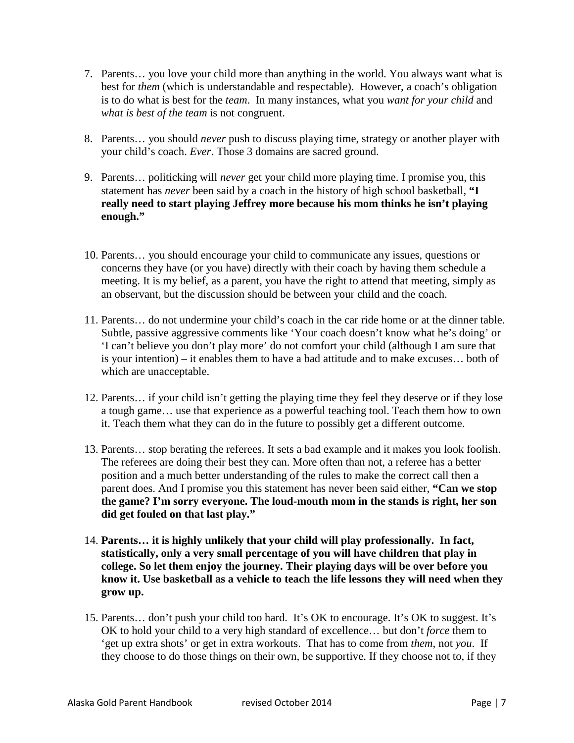7. Parents… you love your child more than anything in the world. You always want what is best for *them* (which is understandable and respectable). However, a coach's obligation is to do what is best for the *team*. In many instances, what you *want for your child* and *what is best of the team* is not congruent.

8. Parents… you should *never* push to discuss playing time, strategy or another player with your child's coach. *Ever*. Those 3 domains are sacred ground.

9. Parents… politicking will *never* get your child more playing time. I promise you, this statement has *never* been said by a coach in the history of high school basketball, **"I really need to start playing Jeffrey more because his mom thinks he isn't playing enough."**

10. Parents… you should encourage your child to communicate any issues, questions or concerns they have (or you have) directly with their coach by having them schedule a meeting. It is my belief, as a parent, you have the right to attend that meeting, simply as an observant, but the discussion should be between your child and the coach.

11. Parents… do not undermine your child's coach in the car ride home or at the dinner table. Subtle, passive aggressive comments like 'Your coach doesn't know what he's doing' or 'I can't believe you don't play more' do not comfort your child (although I am sure that is your intention) – it enables them to have a bad attitude and to make excuses… both of which are unacceptable.

12. Parents… if your child isn't getting the playing time they feel they deserve or if they lose a tough game… use that experience as a powerful teaching tool. Teach them how to own it. Teach them what they can do in the future to possibly get a different outcome.

13. Parents… stop berating the referees. It sets a bad example and it makes you look foolish. The referees are doing their best they can. More often than not, a referee has a better position and a much better understanding of the rules to make the correct call then a parent does. And I promise you this statement has never been said either, **"Can we stop the game? I'm sorry everyone. The loud-mouth mom in the stands is right, her son did get fouled on that last play."**

14. **Parents… it is highly unlikely that your child will play professionally. In fact, statistically, only a very small percentage of you will have children that play in college. So let them enjoy the journey. Their playing days will be over before you know it. Use basketball as a vehicle to teach the life lessons they will need when they grow up.**

15. Parents… don't push your child too hard. It's OK to encourage. It's OK to suggest. It's OK to hold your child to a very high standard of excellence… but don't *force* them to 'get up extra shots' or get in extra workouts. That has to come from *them*, not *you*. If they choose to do those things on their own, be supportive. If they choose not to, if they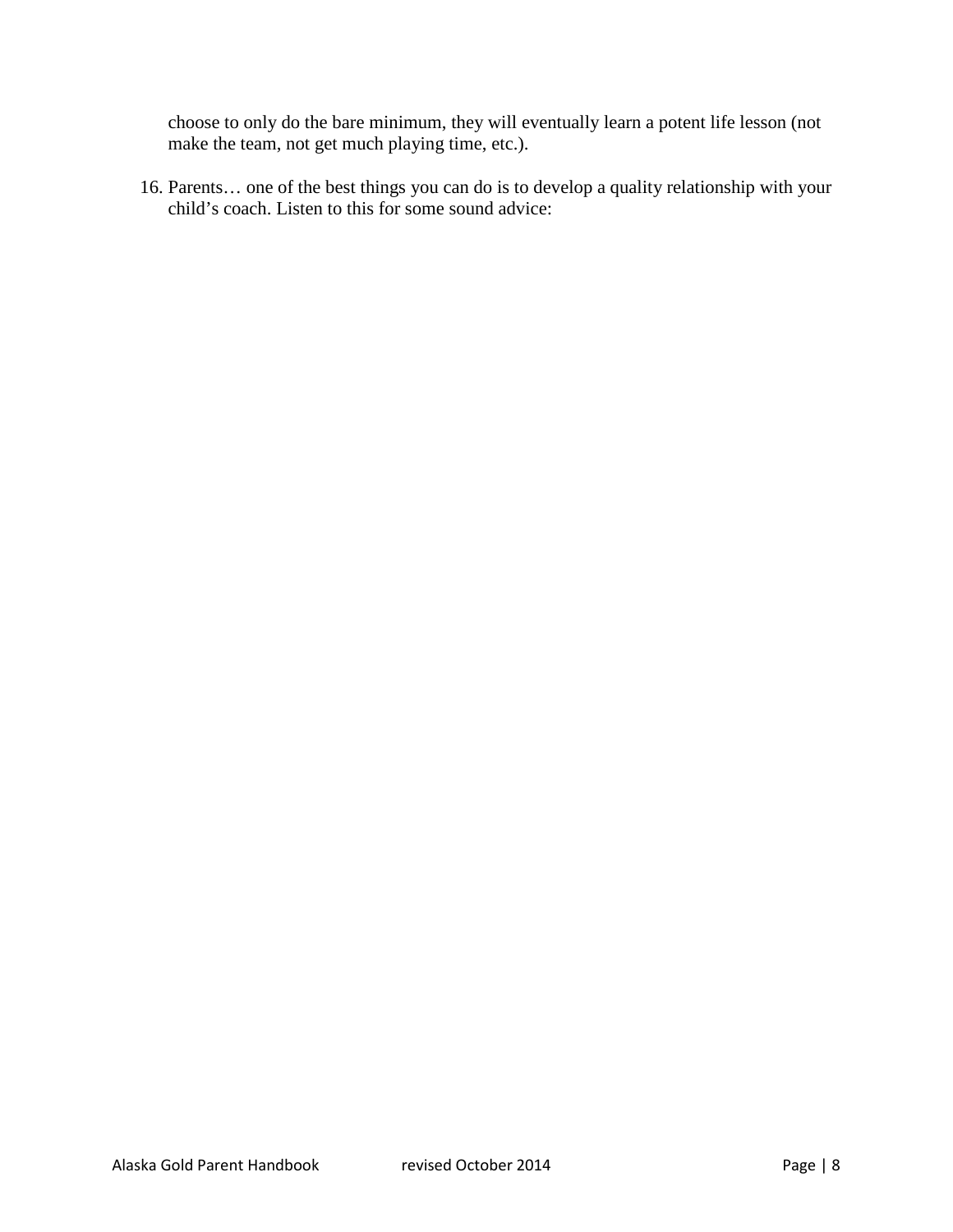choose to only do the bare minimum, they will eventually learn a potent life lesson (not make the team, not get much playing time, etc.).

16. Parents… one of the best things you can do is to develop a quality relationship with your child's coach. Listen to this for some sound advice: